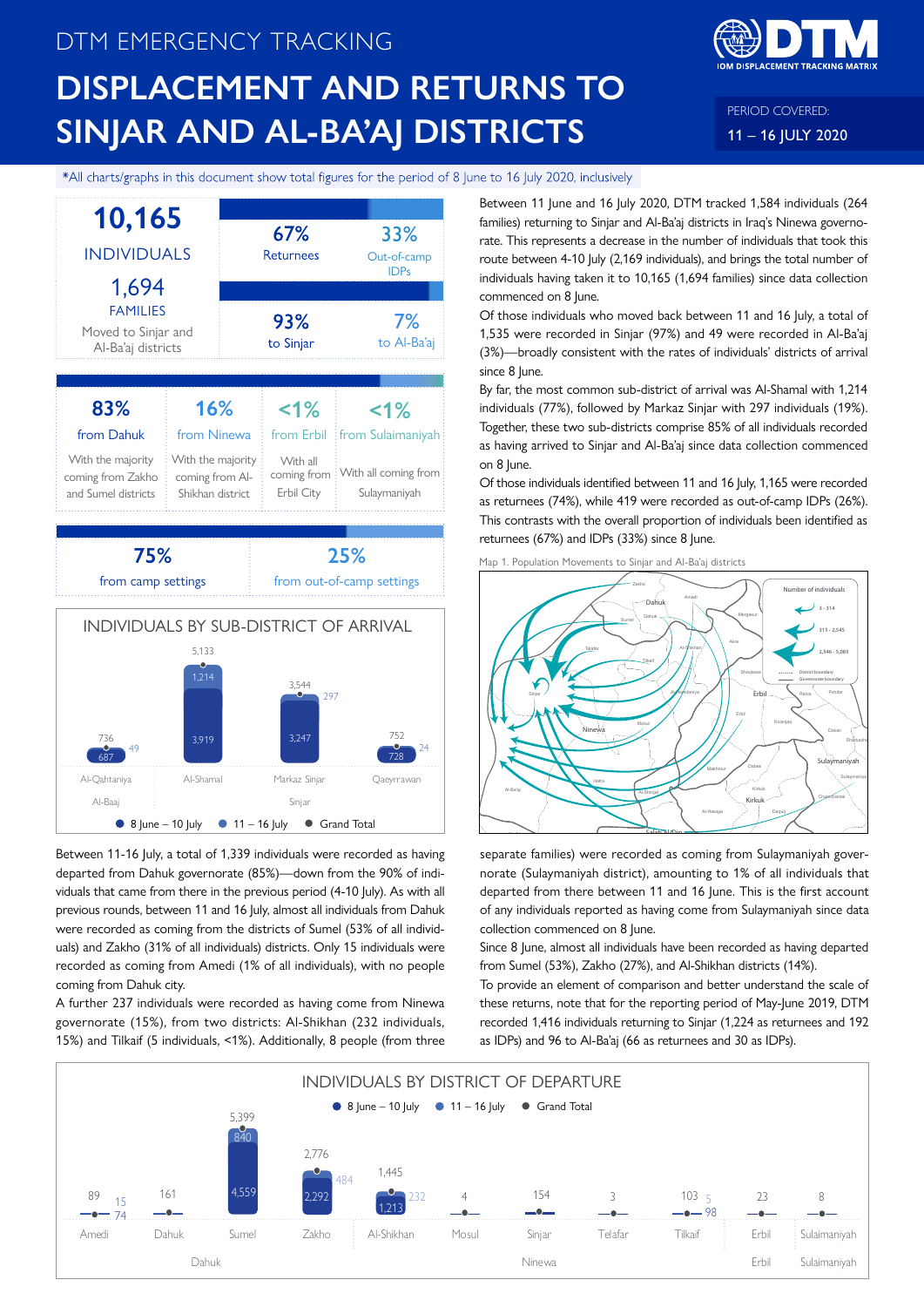# DTM EMERGENCY TRACKING

# DISPLACEMENT AND RETURNS TO SINJAR AND AL-BA'AJ DISTRICTS

PERIOD COVERED: 11 – 16 JULY 2020

*All charts/graphs in this document show total figures for the period of 8 June to 16 July 2020, inclusively

**10,165** INDIVIDUALS

**1,694** FAMILIES

Moved to Sinjar and Al-Ba'aj districts

| 67% Returnees | 33% Out-of-camp IDPs |
|---|---|
| 93% to Sinjar | 7% to Al-Ba'aj |

| 83% from Dahuk | 16% from Ninewa | <1% from Erbil | <1% from Sulaimaniyah |
|---|---|---|---|
| With the majority coming from Zakho and Sumel districts | With the majority coming from Al-Shikhan district | With all coming from Erbil City | With all coming from Sulaymaniyah |

| 75% from camp settings | 25% from out-of-camp settings |
|---|---|

**INDIVIDUALS BY SUB-DISTRICT OF ARRIVAL**

| District | Sub-district | 8 June – 10 July | 11 – 16 July | Grand Total |
|---|---|---|---|---|
| Al-Baaj | Al-Qahtaniya | 687 | 49 | 736 |
| Sinjar | Al-Shamal | 3,919 | 1,214 | 5,133 |
| Sinjar | Markaz Sinjar | 3,247 | 297 | 3,544 |
| Sinjar | Qaeyrrawan | 728 | 24 | 752 |

Between 11 June and 16 July 2020, DTM tracked 1,584 individuals (264 families) returning to Sinjar and Al-Ba'aj districts in Iraq's Ninewa governorate. This represents a decrease in the number of individuals that took this route between 4-10 July (2,169 individuals), and brings the total number of individuals having taken it to 10,165 (1,694 families) since data collection commenced on 8 June.

Of those individuals who moved back between 11 and 16 July, a total of 1,535 were recorded in Sinjar (97%) and 49 were recorded in Al-Ba'aj (3%)—broadly consistent with the rates of individuals' districts of arrival since 8 June.

By far, the most common sub-district of arrival was Al-Shamal with 1,214 individuals (77%), followed by Markaz Sinjar with 297 individuals (19%). Together, these two sub-districts comprise 85% of all individuals recorded as having arrived to Sinjar and Al-Ba'aj districts since data collection commenced on 8 June.

Of those individuals identified between 11 and 16 July, 1,165 were recorded as returnees (74%), while 419 were recorded as out-of-camp IDPs (26%). This contrasts with the overall proportion of individuals been identified as returnees (67%) and IDPs (33%) since 8 June.

Map 1. Population Movements to Sinjar and Al-Ba'aj districts

Between 11-16 July, a total of 1,339 individuals were recorded as having departed from Dahuk governorate (85%)—down from the 90% of individuals that came from there in the previous period (4-10 July). As with all previous rounds, between 11 and 16 July, almost all individuals from Dahuk were recorded as coming from the districts of Sumel (53% of all individuals) and Zakho (31% of all individuals) districts. Only 15 individuals were recorded as coming from Amedi (1% of all individuals), with no people coming from Dahuk city.

A further 237 individuals were recorded as having come from Ninewa governorate (15%), from two districts: Al-Shikhan (232 individuals, 15%) and Tilkaif (5 individuals, <1%). Additionally, 8 people (from three separate families) were recorded as coming from Sulaymaniyah governorate (Sulaymaniyah district), amounting to 1% of all individuals that departed from there between 11 and 16 June. This is the first account of any individuals reported as having come from Sulaymaniyah since data collection commenced on 8 June.

Since 8 June, almost all individuals have been recorded as having departed from Sumel (53%), Zakho (27%), and Al-Shikhan districts (14%).

To provide an element of comparison and better understand the scale of these returns, note that for the reporting period of May-June 2019, DTM recorded 1,416 individuals returning to Sinjar (1,224 as returnees and 192 as IDPs) and 96 to Al-Ba'aj (66 as returnees and 30 as IDPs).

**INDIVIDUALS BY DISTRICT OF DEPARTURE**

| Governorate | District | 8 June – 10 July | 11 – 16 July | Grand Total |
|---|---|---|---|---|
| Dahuk | Amedi | 74 | 15 | 89 |
| Dahuk | Dahuk | | | 161 |
| Dahuk | Sumel | 4,559 | 840 | 5,399 |
| Dahuk | Zakho | 2,292 | 484 | 2,776 |
| Ninewa | Al-Shikhan | 1,213 | 232 | 1,445 |
| Ninewa | Mosul | | | 4 |
| Ninewa | Sinjar | | | 154 |
| Ninewa | Telafar | | | 3 |
| Ninewa | Tilkaif | 98 | 5 | 103 |
| Erbil | Erbil | | | 23 |
| Sulaimaniyah | Sulaimaniyah | | | 8 |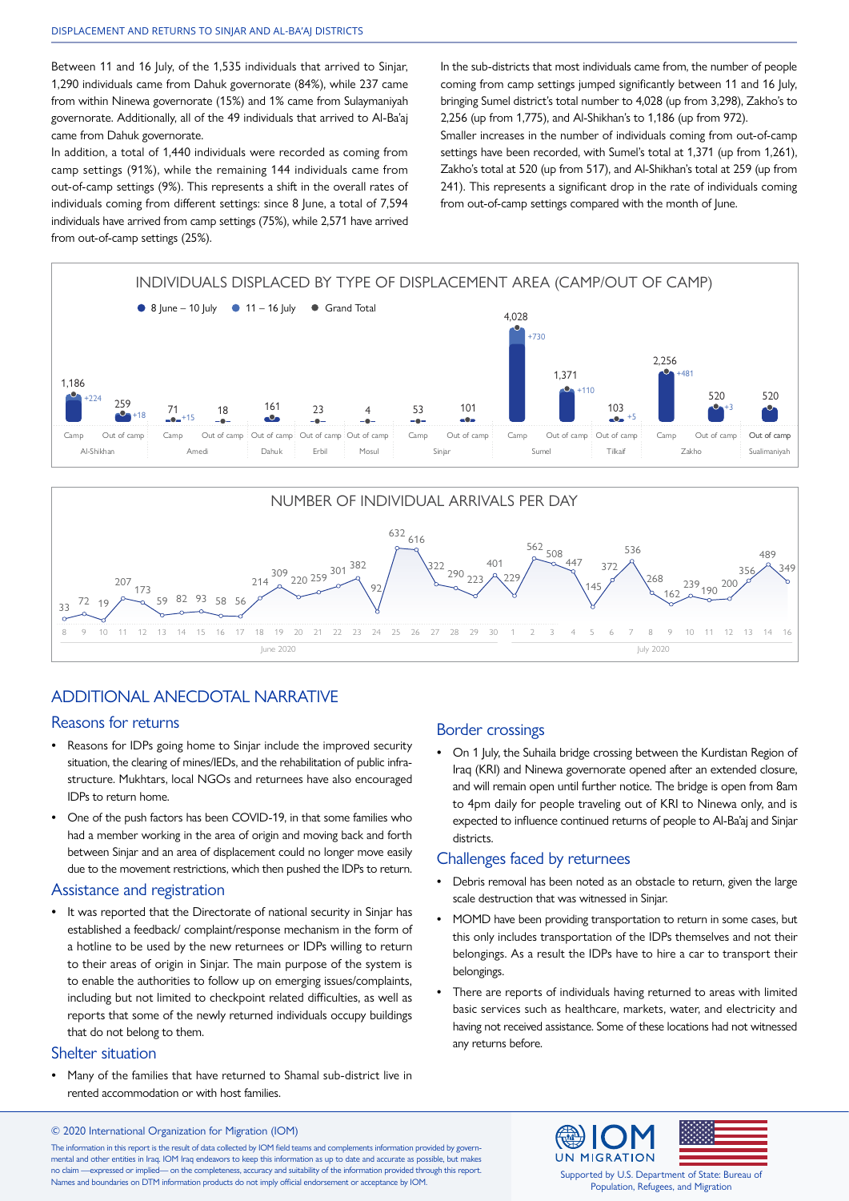Between 11 and 16 July, of the 1,535 individuals that arrived to Sinjar, 1,290 individuals came from Dahuk governorate (84%), while 237 came from within Ninewa governorate (15%) and 1% came from Sulaymaniyah governorate. Additionally, all of the 49 individuals that arrived to Al-Ba'aj came from Dahuk governorate.

In addition, a total of 1,440 individuals were recorded as coming from camp settings (91%), while the remaining 144 individuals came from out-of-camp settings (9%). This represents a shift in the overall rates of individuals coming from different settings: since 8 June, a total of 7,594 individuals have arrived from camp settings (75%), while 2,571 have arrived from out-of-camp settings (25%).

In the sub-districts that most individuals came from, the number of people coming from camp settings jumped significantly between 11 and 16 July, bringing Sumel district's total number to 4,028 (up from 3,298), Zakho's to 2,256 (up from 1,775), and Al-Shikhan's to 1,186 (up from 972).

Smaller increases in the number of individuals coming from out-of-camp settings have been recorded, with Sumel's total at 1,371 (up from 1,261), Zakho's total at 520 (up from 517), and Al-Shikhan's total at 259 (up from 241). This represents a significant drop in the rate of individuals coming from out-of-camp settings compared with the month of June.

INDIVIDUALS DISPLACED BY TYPE OF DISPLACEMENT AREA (CAMP/OUT OF CAMP)

8 June – 10 July · 11 – 16 July · Grand Total

Al-Shikhan: Camp 1,186 (+224); Out of camp 259 (+18)
Amedi: Camp 71 (+15); Out of camp 18
Dahuk: Out of camp 161
Erbil: Out of camp 23
Mosul: Out of camp 4
Sinjar: Camp 53; Out of camp 101
Sumel: Camp 4,028 (+730); Out of camp 1,371 (+110)
Tilkaif: Out of camp 103 (+5)
Zakho: Camp 2,256 (+481); Out of camp 520 (+3)
Sualimaniyah: Out of camp 520

NUMBER OF INDIVIDUAL ARRIVALS PER DAY

33, 72, 19, 207, 173, 59, 82, 93, 58, 56, 214, 309, 220, 259, 301, 382, 92, 632, 616, 322, 290, 223, 401, 229, 562, 508, 447, 145, 372, 536, 268, 162, 239, 190, 200, 356, 489, 349

June 2020: 8 9 10 11 12 13 14 15 16 17 18 19 20 21 22 23 24 25 26 27 28 29 30
July 2020: 1 2 3 4 5 6 7 8 9 10 11 12 13 14 16

## ADDITIONAL ANECDOTAL NARRATIVE

### Reasons for returns

- Reasons for IDPs going home to Sinjar include the improved security situation, the clearing of mines/IEDs, and the rehabilitation of public infrastructure. Mukhtars, local NGOs and returnees have also encouraged IDPs to return home.
- One of the push factors has been COVID-19, in that some families who had a member working in the area of origin and moving back and forth between Sinjar and an area of displacement could no longer move easily due to the movement restrictions, which then pushed the IDPs to return.

### Assistance and registration

- It was reported that the Directorate of national security in Sinjar has established a feedback/ complaint/response mechanism in the form of a hotline to be used by the new returnees or IDPs willing to return to their areas of origin in Sinjar. The main purpose of the system is to enable the authorities to follow up on emerging issues/complaints, including but not limited to checkpoint related difficulties, as well as reports that some of the newly returned individuals occupy buildings that do not belong to them.

### Shelter situation

- Many of the families that have returned to Shamal sub-district live in rented accommodation or with host families.

### Border crossings

- On 1 July, the Suhaila bridge crossing between the Kurdistan Region of Iraq (KRI) and Ninewa governorate opened after an extended closure, and will remain open until further notice. The bridge is open from 8am to 4pm daily for people traveling out of KRI to Ninewa only, and is expected to influence continued returns of people to Al-Ba'aj and Sinjar districts.

### Challenges faced by returnees

- Debris removal has been noted as an obstacle to return, given the large scale destruction that was witnessed in Sinjar.
- MOMD have been providing transportation to return in some cases, but this only includes transportation of the IDPs themselves and not their belongings. As a result the IDPs have to hire a car to transport their belongings.
- There are reports of individuals having returned to areas with limited basic services such as healthcare, markets, water, and electricity and having not received assistance. Some of these locations had not witnessed any returns before.

© 2020 International Organization for Migration (IOM)

The information in this report is the result of data collected by IOM field teams and complements information provided by governmental and other entities in Iraq. IOM Iraq endeavors to keep this information as up to date and accurate as possible, but makes no claim —expressed or implied— on the completeness, accuracy and suitability of the information provided through this report. Names and boundaries on DTM information products do not imply official endorsement or acceptance by IOM.

IOM UN MIGRATION

Supported by U.S. Department of State: Bureau of Population, Refugees, and Migration